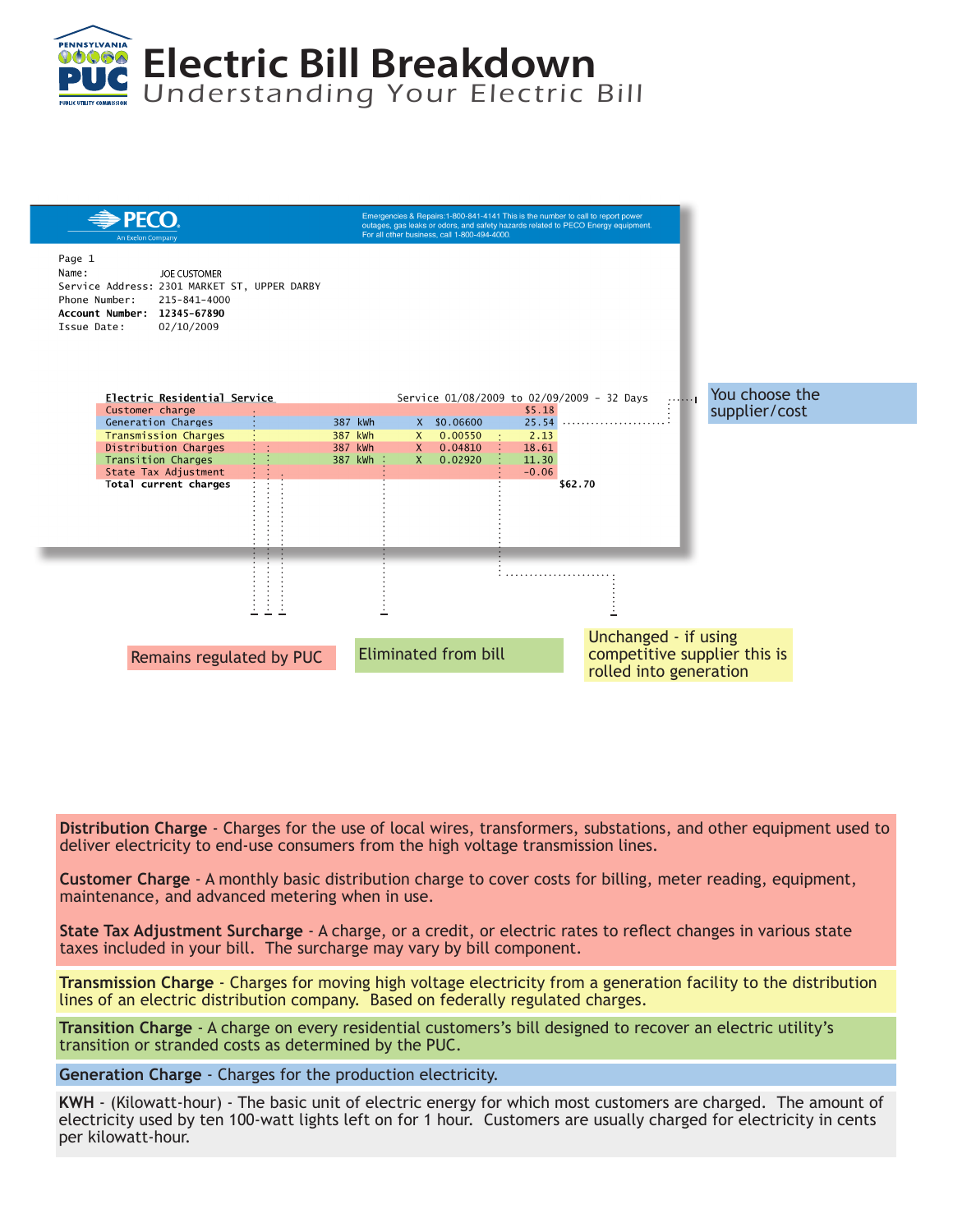PENNSYLVANIA PUC PUBLIC UTILITY COMMISSION

# Electric Bill Breakdown

## Understanding Your Electric Bill

PECO An Exelon Company

Emergencies & Repairs:1-800-841-4141 This is the number to call to report power outages, gas leaks or odors, and safety hazards related to PECO Energy equipment. For all other business, call 1-800-494-4000.

Page 1
Name: JOE CUSTOMER
Service Address: 2301 MARKET ST, UPPER DARBY
Phone Number: 215-841-4000
**Account Number: 12345-67890**
Issue Date: 02/10/2009

**Electric Residential Service** — Service 01/08/2009 to 02/09/2009 - 32 Days

| Charge | Usage | | Rate | Amount |
|---|---|---|---|---|
| Customer charge | | | | $5.18 |
| Generation Charges | 387 kWh | X | $0.06600 | 25.54 |
| Transmission Charges | 387 kWh | X | 0.00550 | 2.13 |
| Distribution Charges | 387 kWh | X | 0.04810 | 18.61 |
| Transition Charges | 387 kWh | X | 0.02920 | 11.30 |
| State Tax Adjustment | | | | -0.06 |
| **Total current charges** | | | | **$62.70** |

You choose the supplier/cost

Remains regulated by PUC

Eliminated from bill

Unchanged - if using competitive supplier this is rolled into generation

**Distribution Charge** - Charges for the use of local wires, transformers, substations, and other equipment used to deliver electricity to end-use consumers from the high voltage transmission lines.

**Customer Charge** - A monthly basic distribution charge to cover costs for billing, meter reading, equipment, maintenance, and advanced metering when in use.

**State Tax Adjustment Surcharge** - A charge, or a credit, or electric rates to reflect changes in various state taxes included in your bill. The surcharge may vary by bill component.

**Transmission Charge** - Charges for moving high voltage electricity from a generation facility to the distribution lines of an electric distribution company. Based on federally regulated charges.

**Transition Charge** - A charge on every residential customers's bill designed to recover an electric utility's transition or stranded costs as determined by the PUC.

**Generation Charge** - Charges for the production electricity.

**KWH** - (Kilowatt-hour) - The basic unit of electric energy for which most customers are charged. The amount of electricity used by ten 100-watt lights left on for 1 hour. Customers are usually charged for electricity in cents per kilowatt-hour.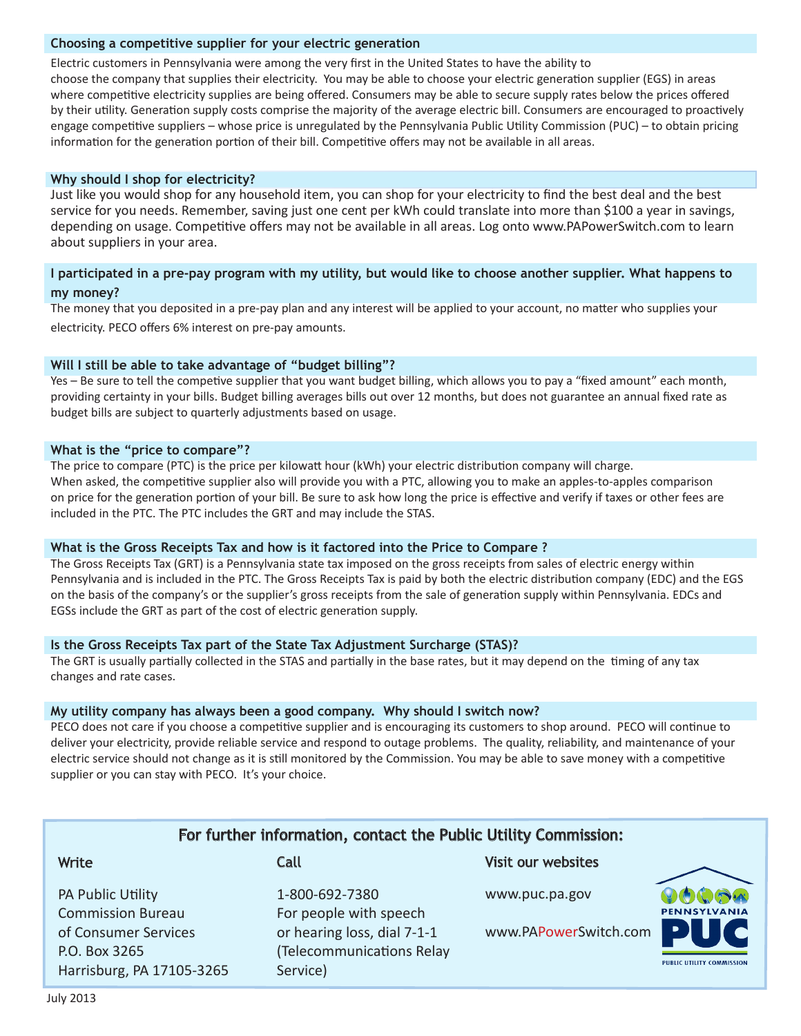## Choosing a competitive supplier for your electric generation

Electric customers in Pennsylvania were among the very first in the United States to have the ability to choose the company that supplies their electricity. You may be able to choose your electric generation supplier (EGS) in areas where competitive electricity supplies are being offered. Consumers may be able to secure supply rates below the prices offered by their utility. Generation supply costs comprise the majority of the average electric bill. Consumers are encouraged to proactively engage competitive suppliers – whose price is unregulated by the Pennsylvania Public Utility Commission (PUC) – to obtain pricing information for the generation portion of their bill. Competitive offers may not be available in all areas.

## Why should I shop for electricity?

Just like you would shop for any household item, you can shop for your electricity to find the best deal and the best service for you needs. Remember, saving just one cent per kWh could translate into more than $100 a year in savings, depending on usage. Competitive offers may not be available in all areas. Log onto www.PAPowerSwitch.com to learn about suppliers in your area.

## I participated in a pre-pay program with my utility, but would like to choose another supplier. What happens to my money?

The money that you deposited in a pre-pay plan and any interest will be applied to your account, no matter who supplies your electricity. PECO offers 6% interest on pre-pay amounts.

## Will I still be able to take advantage of "budget billing"?

Yes – Be sure to tell the competive supplier that you want budget billing, which allows you to pay a "fixed amount" each month, providing certainty in your bills. Budget billing averages bills out over 12 months, but does not guarantee an annual fixed rate as budget bills are subject to quarterly adjustments based on usage.

## What is the "price to compare"?

The price to compare (PTC) is the price per kilowatt hour (kWh) your electric distribution company will charge. When asked, the competitive supplier also will provide you with a PTC, allowing you to make an apples-to-apples comparison on price for the generation portion of your bill. Be sure to ask how long the price is effective and verify if taxes or other fees are included in the PTC. The PTC includes the GRT and may include the STAS.

## What is the Gross Receipts Tax and how is it factored into the Price to Compare ?

The Gross Receipts Tax (GRT) is a Pennsylvania state tax imposed on the gross receipts from sales of electric energy within Pennsylvania and is included in the PTC. The Gross Receipts Tax is paid by both the electric distribution company (EDC) and the EGS on the basis of the company's or the supplier's gross receipts from the sale of generation supply within Pennsylvania. EDCs and EGSs include the GRT as part of the cost of electric generation supply.

## Is the Gross Receipts Tax part of the State Tax Adjustment Surcharge (STAS)?

The GRT is usually partially collected in the STAS and partially in the base rates, but it may depend on the timing of any tax changes and rate cases.

## My utility company has always been a good company. Why should I switch now?

PECO does not care if you choose a competitive supplier and is encouraging its customers to shop around. PECO will continue to deliver your electricity, provide reliable service and respond to outage problems. The quality, reliability, and maintenance of your electric service should not change as it is still monitored by the Commission. You may be able to save money with a competitive supplier or you can stay with PECO. It's your choice.

## For further information, contact the Public Utility Commission:

**Write**

PA Public Utility Commission Bureau of Consumer Services
P.O. Box 3265
Harrisburg, PA 17105-3265

**Call**

1-800-692-7380
For people with speech or hearing loss, dial 7-1-1 (Telecommunications Relay Service)

**Visit our websites**

www.puc.pa.gov

www.PAPowerSwitch.com

PENNSYLVANIA PUC PUBLIC UTILITY COMMISSION

July 2013